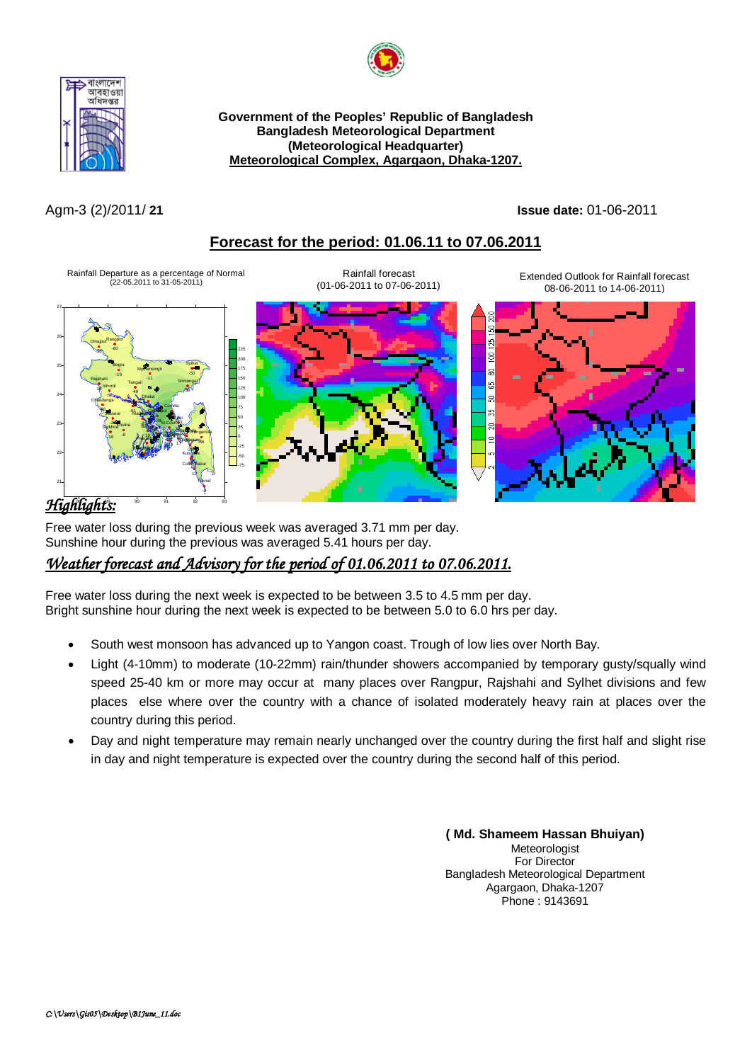**Government of the Peoples' Republic of Bangladesh**
**Bangladesh Meteorological Department**
**(Meteorological Headquarter)**
**Meteorological Complex, Agargaon, Dhaka-1207.**

Agm-3 (2)/2011/ **21** **Issue date:** 01-06-2011

## Forecast for the period: 01.06.11 to 07.06.2011

Rainfall Departure as a percentage of Normal (22-05.2011 to 31-05-2011)

Rainfall forecast (01-06-2011 to 07-06-2011)

Extended Outlook for Rainfall forecast 08-06-2011 to 14-06-2011)

### *Highlights:*

Free water loss during the previous week was averaged 3.71 mm per day.
Sunshine hour during the previous was averaged 5.41 hours per day.

### *Weather forecast and Advisory for the period of 01.06.2011 to 07.06.2011.*

Free water loss during the next week is expected to be between 3.5 to 4.5 mm per day.
Bright sunshine hour during the next week is expected to be between 5.0 to 6.0 hrs per day.

- South west monsoon has advanced up to Yangon coast. Trough of low lies over North Bay.
- Light (4-10mm) to moderate (10-22mm) rain/thunder showers accompanied by temporary gusty/squally wind speed 25-40 km or more may occur at many places over Rangpur, Rajshahi and Sylhet divisions and few places else where over the country with a chance of isolated moderately heavy rain at places over the country during this period.
- Day and night temperature may remain nearly unchanged over the country during the first half and slight rise in day and night temperature is expected over the country during the second half of this period.

**( Md. Shameem Hassan Bhuiyan)**
Meteorologist
For Director
Bangladesh Meteorological Department
Agargaon, Dhaka-1207
Phone : 9143691

*C:\Users\Gis05\Desktop\01June_11.doc*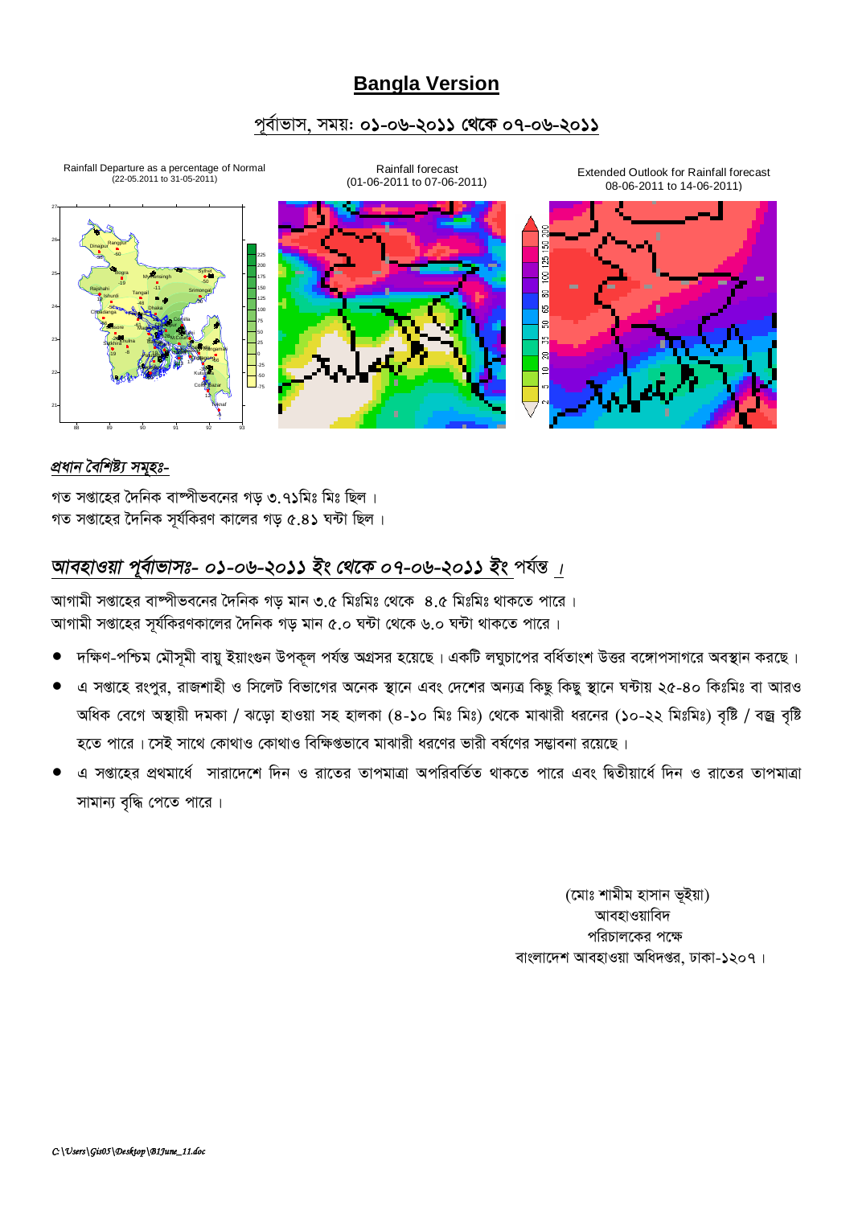# Bangla Version

## পূর্বাভাস, সময়: ০১-০৬-২০১১ থেকে ০৭-০৬-২০১১

Rainfall Departure as a percentage of Normal (22-05.2011 to 31-05-2011)

Rainfall forecast (01-06-2011 to 07-06-2011)

Extended Outlook for Rainfall forecast 08-06-2011 to 14-06-2011)

*প্রধান বৈশিষ্ট্য সমূহঃ-*

গত সপ্তাহের দৈনিক বাষ্পীভবনের গড় ৩.৭১মিঃ মিঃ ছিল ।
গত সপ্তাহের দৈনিক সূর্যকিরণ কালের গড় ৫.৪১ ঘন্টা ছিল ।

## *আবহাওয়া পূর্বাভাসঃ- ০১-০৬-২০১১ ইং থেকে ০৭-০৬-২০১১ ইং* পর্যন্ত ।

আগামী সপ্তাহের বাষ্পীভবনের দৈনিক গড় মান ৩.৫ মিঃমিঃ থেকে ৪.৫ মিঃমিঃ থাকতে পারে ।
আগামী সপ্তাহের সূর্যকিরণকালের দৈনিক গড় মান ৫.০ ঘন্টা থেকে ৬.০ ঘন্টা থাকতে পারে ।

- দক্ষিণ-পশ্চিম মৌসূমী বায়ু ইয়াংগুন উপকূল পর্যন্ত অগ্রসর হয়েছে । একটি লঘুচাপের বর্ধিতাংশ উত্তর বঙ্গোপসাগরে অবস্থান করছে ।
- এ সপ্তাহে রংপুর, রাজশাহী ও সিলেট বিভাগের অনেক স্থানে এবং দেশের অন্যত্র কিছু কিছু স্থানে ঘন্টায় ২৫-৪০ কিঃমিঃ বা আরও অধিক বেগে অস্থায়ী দমকা / ঝড়ো হাওয়া সহ হালকা (৪-১০ মিঃ মিঃ) থেকে মাঝারী ধরনের (১০-২২ মিঃমিঃ) বৃষ্টি / বজ্র বৃষ্টি হতে পারে । সেই সাথে কোথাও কোথাও বিক্ষিপ্তভাবে মাঝারী ধরণের ভারী বর্ষণের সম্ভাবনা রয়েছে ।
- এ সপ্তাহের প্রথমার্ধে সারাদেশে দিন ও রাতের তাপমাত্রা অপরিবর্তিত থাকতে পারে এবং দ্বিতীয়ার্ধে দিন ও রাতের তাপমাত্রা সামান্য বৃদ্ধি পেতে পারে ।

(মোঃ শামীম হাসান ভূইয়া)
আবহাওয়াবিদ
পরিচালকের পক্ষে
বাংলাদেশ আবহাওয়া অধিদপ্তর, ঢাকা-১২০৭ ।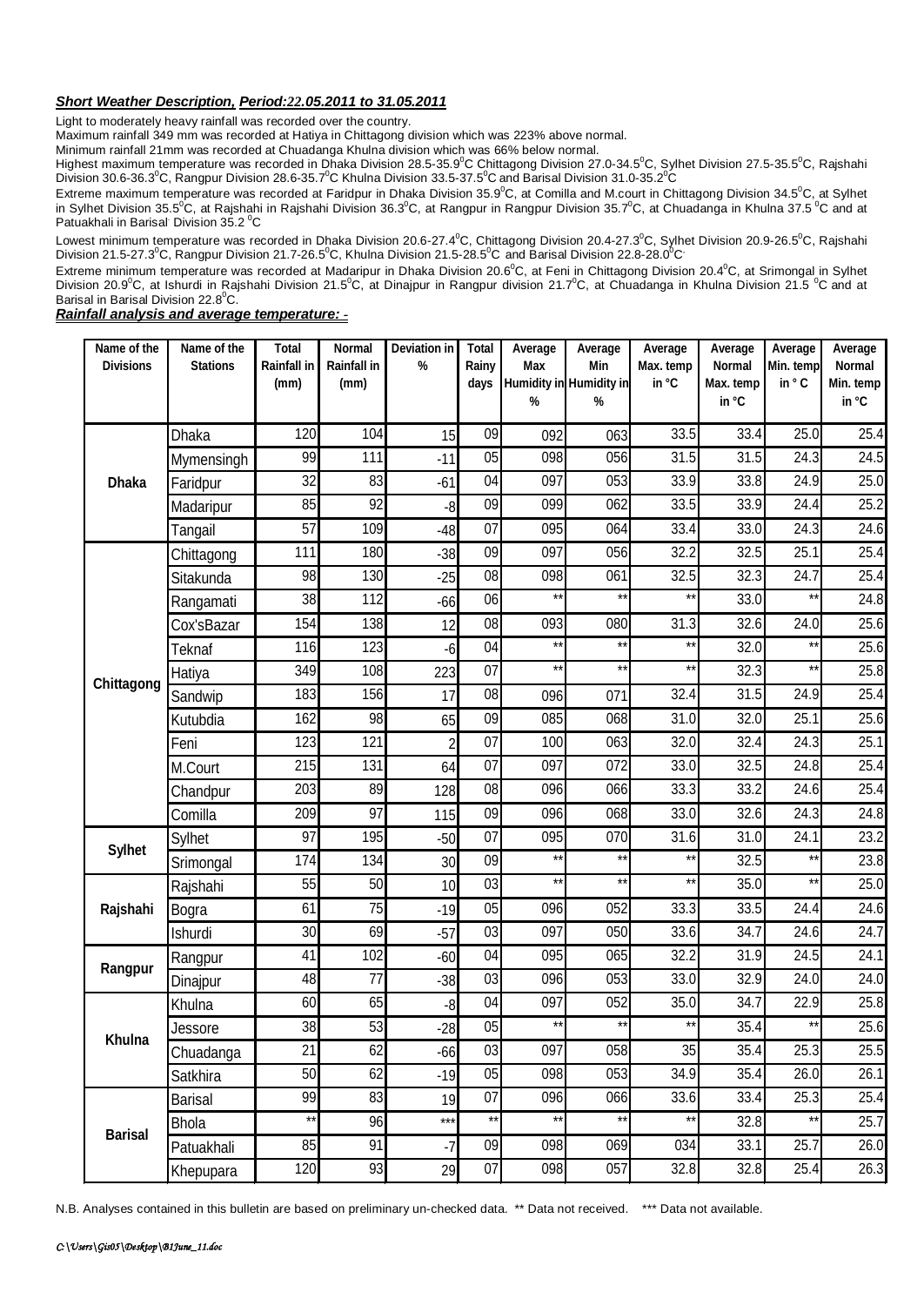***Short Weather Description, Period:22.05.2011 to 31.05.2011***

Light to moderately heavy rainfall was recorded over the country.

Maximum rainfall 349 mm was recorded at Hatiya in Chittagong division which was 223% above normal.

Minimum rainfall 21mm was recorded at Chuadanga Khulna division which was 66% below normal.

Highest maximum temperature was recorded in Dhaka Division 28.5-35.9$^0$C Chittagong Division 27.0-34.5$^0$C, Sylhet Division 27.5-35.5$^0$C, Rajshahi Division 30.6-36.3$^0$C, Rangpur Division 28.6-35.7$^0$C Khulna Division 33.5-37.5$^0$C and Barisal Division 31.0-35.2$^0$C

Extreme maximum temperature was recorded at Faridpur in Dhaka Division 35.9$^0$C, at Comilla and M.court in Chittagong Division 34.5$^0$C, at Sylhet in Sylhet Division 35.5$^0$C, at Rajshahi in Rajshahi Division 36.3$^0$C, at Rangpur in Rangpur Division 35.7$^0$C, at Chuadanga in Khulna 37.5 $^0$C and at Patuakhali in Barisal Division 35.2 $^0$C

Lowest minimum temperature was recorded in Dhaka Division 20.6-27.4$^0$C, Chittagong Division 20.4-27.3$^0$C, Sylhet Division 20.9-26.5$^0$C, Rajshahi Division 21.5-27.3$^0$C, Rangpur Division 21.7-26.5$^0$C, Khulna Division 21.5-28.5$^0$C and Barisal Division 22.8-28.0$^0$C.

Extreme minimum temperature was recorded at Madaripur in Dhaka Division 20.6$^0$C, at Feni in Chittagong Division 20.4$^0$C, at Srimongal in Sylhet Division 20.9$^0$C, at Ishurdi in Rajshahi Division 21.5$^0$C, at Dinajpur in Rangpur division 21.7$^0$C, at Chuadanga in Khulna Division 21.5 $^0$C and at Barisal in Barisal Division 22.8$^0$C.

***Rainfall analysis and average temperature: -***

| Name of the Divisions | Name of the Stations | Total Rainfall in (mm) | Normal Rainfall in (mm) | Deviation in % | Total Rainy days | Average Max Humidity in % | Average Min Humidity in % | Average Max. temp in °C | Average Normal Max. temp in °C | Average Min. temp in ° C | Average Normal Min. temp in °C |
|---|---|---|---|---|---|---|---|---|---|---|---|
| Dhaka | Dhaka | 120 | 104 | 15 | 09 | 092 | 063 | 33.5 | 33.4 | 25.0 | 25.4 |
| | Mymensingh | 99 | 111 | -11 | 05 | 098 | 056 | 31.5 | 31.5 | 24.3 | 24.5 |
| | Faridpur | 32 | 83 | -61 | 04 | 097 | 053 | 33.9 | 33.8 | 24.9 | 25.0 |
| | Madaripur | 85 | 92 | -8 | 09 | 099 | 062 | 33.5 | 33.9 | 24.4 | 25.2 |
| | Tangail | 57 | 109 | -48 | 07 | 095 | 064 | 33.4 | 33.0 | 24.3 | 24.6 |
| Chittagong | Chittagong | 111 | 180 | -38 | 09 | 097 | 056 | 32.2 | 32.5 | 25.1 | 25.4 |
| | Sitakunda | 98 | 130 | -25 | 08 | 098 | 061 | 32.5 | 32.3 | 24.7 | 25.4 |
| | Rangamati | 38 | 112 | -66 | 06 | ** | ** | ** | 33.0 | ** | 24.8 |
| | Cox'sBazar | 154 | 138 | 12 | 08 | 093 | 080 | 31.3 | 32.6 | 24.0 | 25.6 |
| | Teknaf | 116 | 123 | -6 | 04 | ** | ** | ** | 32.0 | ** | 25.6 |
| | Hatiya | 349 | 108 | 223 | 07 | ** | ** | ** | 32.3 | ** | 25.8 |
| | Sandwip | 183 | 156 | 17 | 08 | 096 | 071 | 32.4 | 31.5 | 24.9 | 25.4 |
| | Kutubdia | 162 | 98 | 65 | 09 | 085 | 068 | 31.0 | 32.0 | 25.1 | 25.6 |
| | Feni | 123 | 121 | 2 | 07 | 100 | 063 | 32.0 | 32.4 | 24.3 | 25.1 |
| | M.Court | 215 | 131 | 64 | 07 | 097 | 072 | 33.0 | 32.5 | 24.8 | 25.4 |
| | Chandpur | 203 | 89 | 128 | 08 | 096 | 066 | 33.3 | 33.2 | 24.6 | 25.4 |
| | Comilla | 209 | 97 | 115 | 09 | 096 | 068 | 33.0 | 32.6 | 24.3 | 24.8 |
| Sylhet | Sylhet | 97 | 195 | -50 | 07 | 095 | 070 | 31.6 | 31.0 | 24.1 | 23.2 |
| | Srimongal | 174 | 134 | 30 | 09 | ** | ** | ** | 32.5 | ** | 23.8 |
| Rajshahi | Rajshahi | 55 | 50 | 10 | 03 | ** | ** | ** | 35.0 | ** | 25.0 |
| | Bogra | 61 | 75 | -19 | 05 | 096 | 052 | 33.3 | 33.5 | 24.4 | 24.6 |
| | Ishurdi | 30 | 69 | -57 | 03 | 097 | 050 | 33.6 | 34.7 | 24.6 | 24.7 |
| Rangpur | Rangpur | 41 | 102 | -60 | 04 | 095 | 065 | 32.2 | 31.9 | 24.5 | 24.1 |
| | Dinajpur | 48 | 77 | -38 | 03 | 096 | 053 | 33.0 | 32.9 | 24.0 | 24.0 |
| Khulna | Khulna | 60 | 65 | -8 | 04 | 097 | 052 | 35.0 | 34.7 | 22.9 | 25.8 |
| | Jessore | 38 | 53 | -28 | 05 | ** | ** | ** | 35.4 | ** | 25.6 |
| | Chuadanga | 21 | 62 | -66 | 03 | 097 | 058 | 35 | 35.4 | 25.3 | 25.5 |
| | Satkhira | 50 | 62 | -19 | 05 | 098 | 053 | 34.9 | 35.4 | 26.0 | 26.1 |
| Barisal | Barisal | 99 | 83 | 19 | 07 | 096 | 066 | 33.6 | 33.4 | 25.3 | 25.4 |
| | Bhola | ** | 96 | *** | ** | ** | ** | ** | 32.8 | ** | 25.7 |
| | Patuakhali | 85 | 91 | -7 | 09 | 098 | 069 | 034 | 33.1 | 25.7 | 26.0 |
| | Khepupara | 120 | 93 | 29 | 07 | 098 | 057 | 32.8 | 32.8 | 25.4 | 26.3 |

N.B. Analyses contained in this bulletin are based on preliminary un-checked data. ** Data not received. *** Data not available.

*C:\Users\Gis05\Desktop\B1June_11.doc*